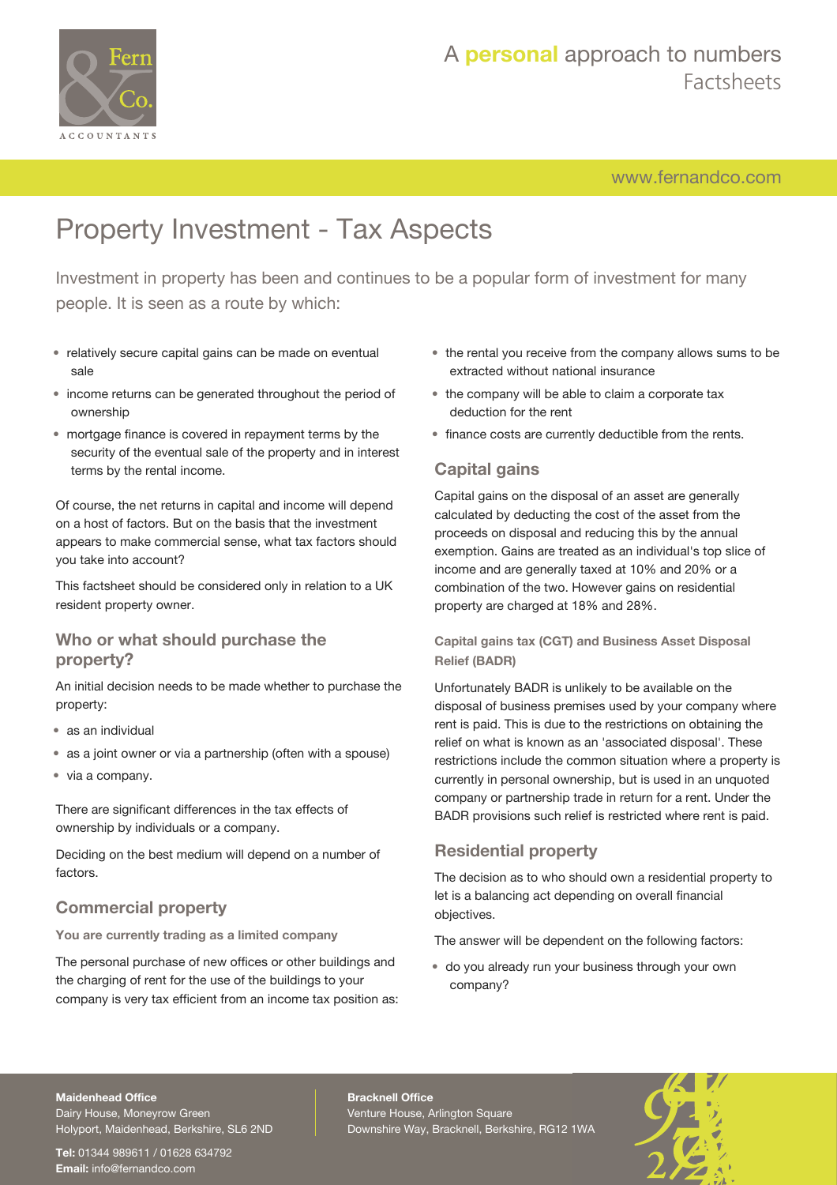# Property Investment - Tax Aspects

Investment in property has been and continues to be a popular form of investment for many people. It is seen as a route by which:

- relatively secure capital gains can be made on eventual sale
- income returns can be generated throughout the period of ownership
- mortgage finance is covered in repayment terms by the security of the eventual sale of the property and in interest terms by the rental income.

Of course, the net returns in capital and income will depend on a host of factors. But on the basis that the investment appears to make commercial sense, what tax factors should you take into account?

This factsheet should be considered only in relation to a UK resident property owner.

## Who or what should purchase the property?

An initial decision needs to be made whether to purchase the property:

- as an individual
- as a joint owner or via a partnership (often with a spouse)
- via a company.

There are significant differences in the tax effects of ownership by individuals or a company.

Deciding on the best medium will depend on a number of factors.

## Commercial property

### You are currently trading as a limited company

The personal purchase of new offices or other buildings and the charging of rent for the use of the buildings to your company is very tax efficient from an income tax position as:

- the rental you receive from the company allows sums to be extracted without national insurance
- the company will be able to claim a corporate tax deduction for the rent
- finance costs are currently deductible from the rents.

## Capital gains

Capital gains on the disposal of an asset are generally calculated by deducting the cost of the asset from the proceeds on disposal and reducing this by the annual exemption. Gains are treated as an individual's top slice of income and are generally taxed at 10% and 20% or a combination of the two. However gains on residential property are charged at 18% and 28%.

### Capital gains tax (CGT) and Business Asset Disposal Relief (BADR)

Unfortunately BADR is unlikely to be available on the disposal of business premises used by your company where rent is paid. This is due to the restrictions on obtaining the relief on what is known as an 'associated disposal'. These restrictions include the common situation where a property is currently in personal ownership, but is used in an unquoted company or partnership trade in return for a rent. Under the BADR provisions such relief is restricted where rent is paid.

## Residential property

The decision as to who should own a residential property to let is a balancing act depending on overall financial objectives.

The answer will be dependent on the following factors:

- do you already run your business through your own company?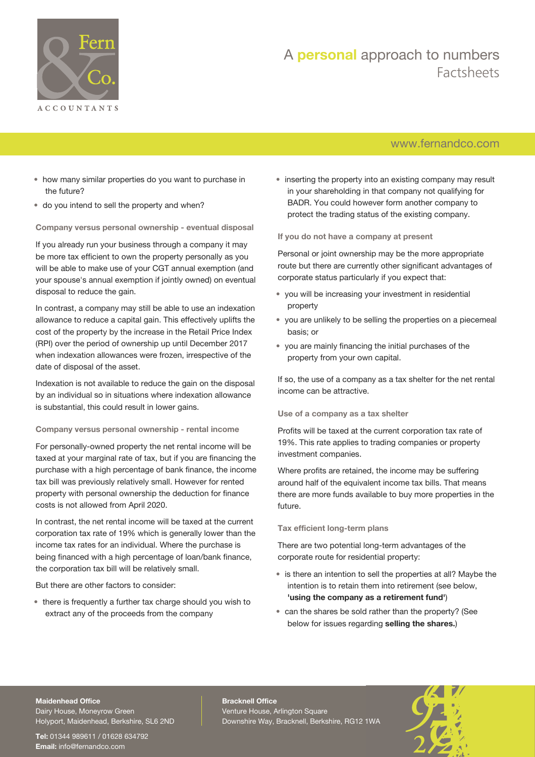- how many similar properties do you want to purchase in the future?
- do you intend to sell the property and when?

### Company versus personal ownership - eventual disposal

If you already run your business through a company it may be more tax efficient to own the property personally as you will be able to make use of your CGT annual exemption (and your spouse's annual exemption if jointly owned) on eventual disposal to reduce the gain.

In contrast, a company may still be able to use an indexation allowance to reduce a capital gain. This effectively uplifts the cost of the property by the increase in the Retail Price Index (RPI) over the period of ownership up until December 2017 when indexation allowances were frozen, irrespective of the date of disposal of the asset.

Indexation is not available to reduce the gain on the disposal by an individual so in situations where indexation allowance is substantial, this could result in lower gains.

### Company versus personal ownership - rental income

For personally-owned property the net rental income will be taxed at your marginal rate of tax, but if you are financing the purchase with a high percentage of bank finance, the income tax bill was previously relatively small. However for rented property with personal ownership the deduction for finance costs is not allowed from April 2020.

In contrast, the net rental income will be taxed at the current corporation tax rate of 19% which is generally lower than the income tax rates for an individual. Where the purchase is being financed with a high percentage of loan/bank finance, the corporation tax bill will be relatively small.

But there are other factors to consider:

- there is frequently a further tax charge should you wish to extract any of the proceeds from the company
- inserting the property into an existing company may result in your shareholding in that company not qualifying for BADR. You could however form another company to protect the trading status of the existing company.

### If you do not have a company at present

Personal or joint ownership may be the more appropriate route but there are currently other significant advantages of corporate status particularly if you expect that:

- you will be increasing your investment in residential property
- you are unlikely to be selling the properties on a piecemeal basis; or
- you are mainly financing the initial purchases of the property from your own capital.

If so, the use of a company as a tax shelter for the net rental income can be attractive.

### Use of a company as a tax shelter

Profits will be taxed at the current corporation tax rate of 19%. This rate applies to trading companies or property investment companies.

Where profits are retained, the income may be suffering around half of the equivalent income tax bills. That means there are more funds available to buy more properties in the future.

### Tax efficient long-term plans

There are two potential long-term advantages of the corporate route for residential property:

- is there an intention to sell the properties at all? Maybe the intention is to retain them into retirement (see below, **'using the company as a retirement fund'**)
- can the shares be sold rather than the property? (See below for issues regarding **selling the shares.**)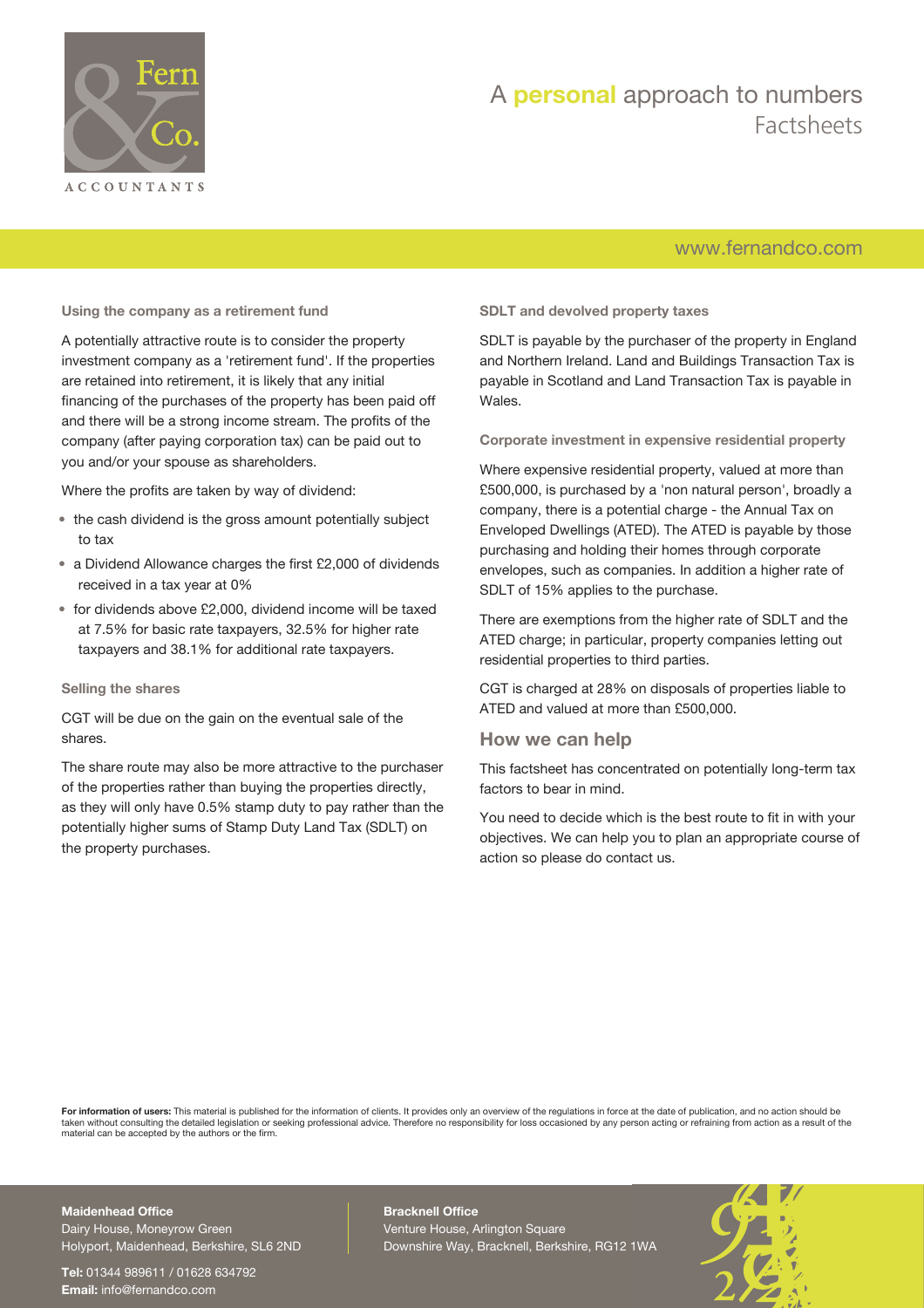### Using the company as a retirement fund

A potentially attractive route is to consider the property investment company as a 'retirement fund'. If the properties are retained into retirement, it is likely that any initial financing of the purchases of the property has been paid off and there will be a strong income stream. The profits of the company (after paying corporation tax) can be paid out to you and/or your spouse as shareholders.

Where the profits are taken by way of dividend:

- the cash dividend is the gross amount potentially subject to tax
- a Dividend Allowance charges the first £2,000 of dividends received in a tax year at 0%
- for dividends above £2,000, dividend income will be taxed at 7.5% for basic rate taxpayers, 32.5% for higher rate taxpayers and 38.1% for additional rate taxpayers.

### Selling the shares

CGT will be due on the gain on the eventual sale of the shares.

The share route may also be more attractive to the purchaser of the properties rather than buying the properties directly, as they will only have 0.5% stamp duty to pay rather than the potentially higher sums of Stamp Duty Land Tax (SDLT) on the property purchases.

### SDLT and devolved property taxes

SDLT is payable by the purchaser of the property in England and Northern Ireland. Land and Buildings Transaction Tax is payable in Scotland and Land Transaction Tax is payable in Wales.

### Corporate investment in expensive residential property

Where expensive residential property, valued at more than £500,000, is purchased by a 'non natural person', broadly a company, there is a potential charge - the Annual Tax on Enveloped Dwellings (ATED). The ATED is payable by those purchasing and holding their homes through corporate envelopes, such as companies. In addition a higher rate of SDLT of 15% applies to the purchase.

There are exemptions from the higher rate of SDLT and the ATED charge; in particular, property companies letting out residential properties to third parties.

CGT is charged at 28% on disposals of properties liable to ATED and valued at more than £500,000.

## How we can help

This factsheet has concentrated on potentially long-term tax factors to bear in mind.

You need to decide which is the best route to fit in with your objectives. We can help you to plan an appropriate course of action so please do contact us.

**For information of users:** This material is published for the information of clients. It provides only an overview of the regulations in force at the date of publication, and no action should be taken without consulting the detailed legislation or seeking professional advice. Therefore no responsibility for loss occasioned by any person acting or refraining from action as a result of the material can be accepted by the authors or the firm.